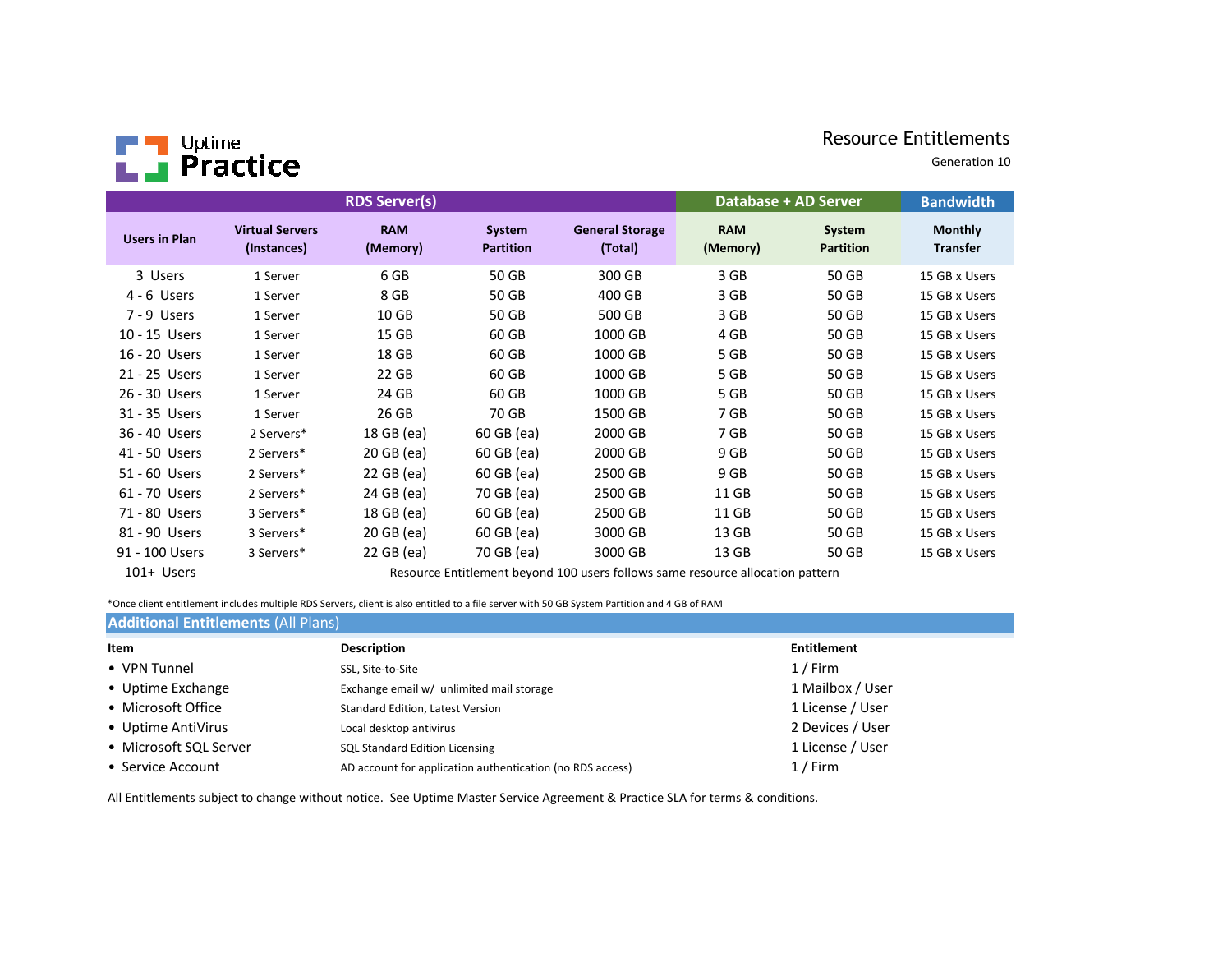Uptime Practice

# Resource Entitlements

Generation 10

| RDS Server(s) | | | | | Database + AD Server | | Bandwidth |
|---|---|---|---|---|---|---|---|
| **Users in Plan** | **Virtual Servers (Instances)** | **RAM (Memory)** | **System Partition** | **General Storage (Total)** | **RAM (Memory)** | **System Partition** | **Monthly Transfer** |
| 3 Users | 1 Server | 6 GB | 50 GB | 300 GB | 3 GB | 50 GB | 15 GB x Users |
| 4 - 6 Users | 1 Server | 8 GB | 50 GB | 400 GB | 3 GB | 50 GB | 15 GB x Users |
| 7 - 9 Users | 1 Server | 10 GB | 50 GB | 500 GB | 3 GB | 50 GB | 15 GB x Users |
| 10 - 15 Users | 1 Server | 15 GB | 60 GB | 1000 GB | 4 GB | 50 GB | 15 GB x Users |
| 16 - 20 Users | 1 Server | 18 GB | 60 GB | 1000 GB | 5 GB | 50 GB | 15 GB x Users |
| 21 - 25 Users | 1 Server | 22 GB | 60 GB | 1000 GB | 5 GB | 50 GB | 15 GB x Users |
| 26 - 30 Users | 1 Server | 24 GB | 60 GB | 1000 GB | 5 GB | 50 GB | 15 GB x Users |
| 31 - 35 Users | 1 Server | 26 GB | 70 GB | 1500 GB | 7 GB | 50 GB | 15 GB x Users |
| 36 - 40 Users | 2 Servers* | 18 GB (ea) | 60 GB (ea) | 2000 GB | 7 GB | 50 GB | 15 GB x Users |
| 41 - 50 Users | 2 Servers* | 20 GB (ea) | 60 GB (ea) | 2000 GB | 9 GB | 50 GB | 15 GB x Users |
| 51 - 60 Users | 2 Servers* | 22 GB (ea) | 60 GB (ea) | 2500 GB | 9 GB | 50 GB | 15 GB x Users |
| 61 - 70 Users | 2 Servers* | 24 GB (ea) | 70 GB (ea) | 2500 GB | 11 GB | 50 GB | 15 GB x Users |
| 71 - 80 Users | 3 Servers* | 18 GB (ea) | 60 GB (ea) | 2500 GB | 11 GB | 50 GB | 15 GB x Users |
| 81 - 90 Users | 3 Servers* | 20 GB (ea) | 60 GB (ea) | 3000 GB | 13 GB | 50 GB | 15 GB x Users |
| 91 - 100 Users | 3 Servers* | 22 GB (ea) | 70 GB (ea) | 3000 GB | 13 GB | 50 GB | 15 GB x Users |
| 101+ Users | Resource Entitlement beyond 100 users follows same resource allocation pattern | | | | | | |

*Once client entitlement includes multiple RDS Servers, client is also entitled to a file server with 50 GB System Partition and 4 GB of RAM

## Additional Entitlements (All Plans)

| Item | Description | Entitlement |
|---|---|---|
| • VPN Tunnel | SSL, Site-to-Site | 1 / Firm |
| • Uptime Exchange | Exchange email w/ unlimited mail storage | 1 Mailbox / User |
| • Microsoft Office | Standard Edition, Latest Version | 1 License / User |
| • Uptime AntiVirus | Local desktop antivirus | 2 Devices / User |
| • Microsoft SQL Server | SQL Standard Edition Licensing | 1 License / User |
| • Service Account | AD account for application authentication (no RDS access) | 1 / Firm |

All Entitlements subject to change without notice. See Uptime Master Service Agreement & Practice SLA for terms & conditions.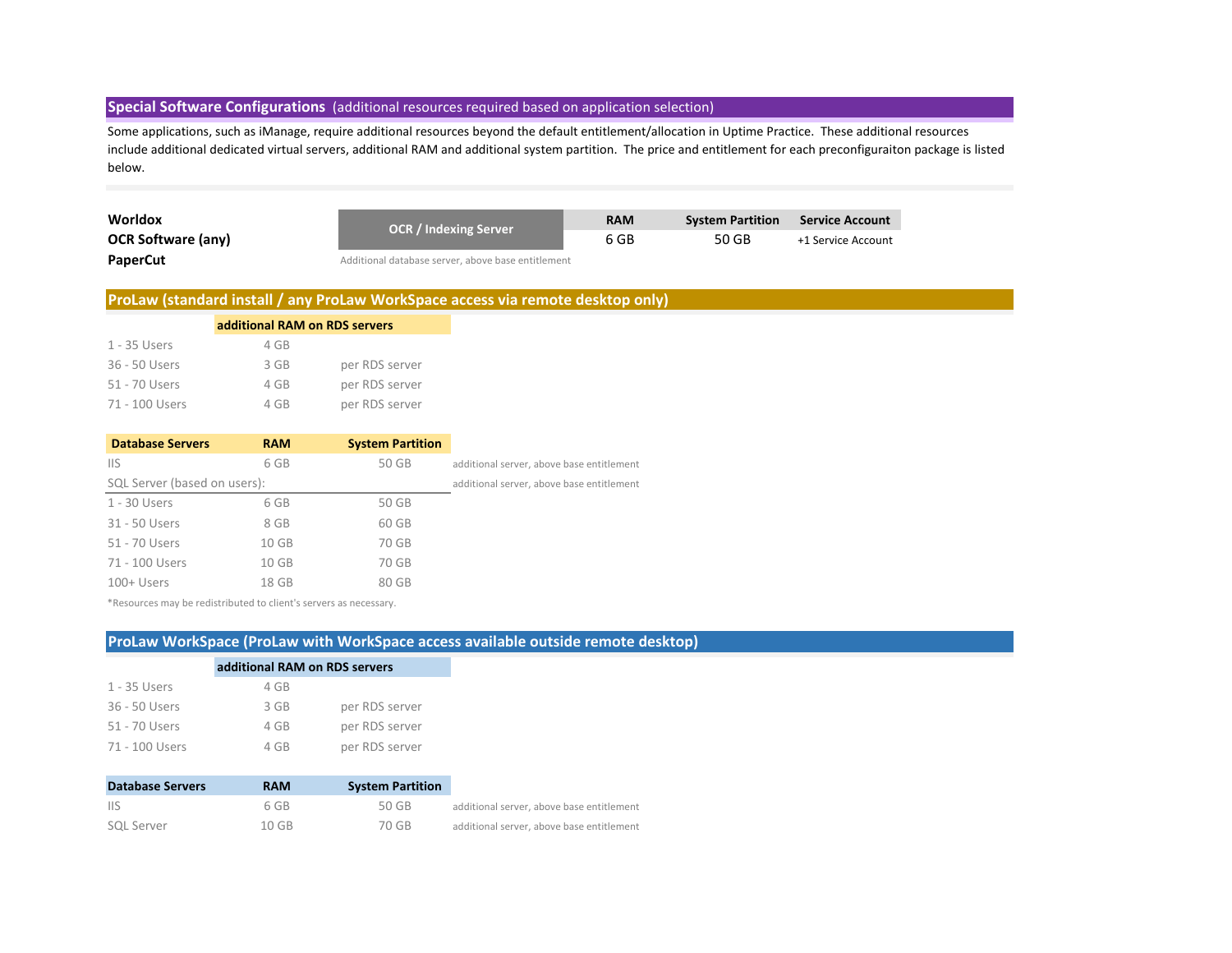## Special Software Configurations (additional resources required based on application selection)

Some applications, such as iManage, require additional resources beyond the default entitlement/allocation in Uptime Practice. These additional resources include additional dedicated virtual servers, additional RAM and additional system partition. The price and entitlement for each preconfiguraiton package is listed below.

| | | RAM | System Partition | Service Account |
|---|---|---|---|---|
| **Worldox** | OCR / Indexing Server | 6 GB | 50 GB | +1 Service Account |
| **OCR Software (any)** | | | | |
| **PaperCut** | Additional database server, above base entitlement | | | |

## ProLaw (standard install / any ProLaw WorkSpace access via remote desktop only)

| | additional RAM on RDS servers | |
|---|---|---|
| 1 - 35 Users | 4 GB | |
| 36 - 50 Users | 3 GB | per RDS server |
| 51 - 70 Users | 4 GB | per RDS server |
| 71 - 100 Users | 4 GB | per RDS server |

| Database Servers | RAM | System Partition | |
|---|---|---|---|
| IIS | 6 GB | 50 GB | additional server, above base entitlement |
| SQL Server (based on users): | | | additional server, above base entitlement |
| 1 - 30 Users | 6 GB | 50 GB | |
| 31 - 50 Users | 8 GB | 60 GB | |
| 51 - 70 Users | 10 GB | 70 GB | |
| 71 - 100 Users | 10 GB | 70 GB | |
| 100+ Users | 18 GB | 80 GB | |

*Resources may be redistributed to client's servers as necessary.

## ProLaw WorkSpace (ProLaw with WorkSpace access available outside remote desktop)

| | additional RAM on RDS servers | |
|---|---|---|
| 1 - 35 Users | 4 GB | |
| 36 - 50 Users | 3 GB | per RDS server |
| 51 - 70 Users | 4 GB | per RDS server |
| 71 - 100 Users | 4 GB | per RDS server |

| Database Servers | RAM | System Partition | |
|---|---|---|---|
| IIS | 6 GB | 50 GB | additional server, above base entitlement |
| SQL Server | 10 GB | 70 GB | additional server, above base entitlement |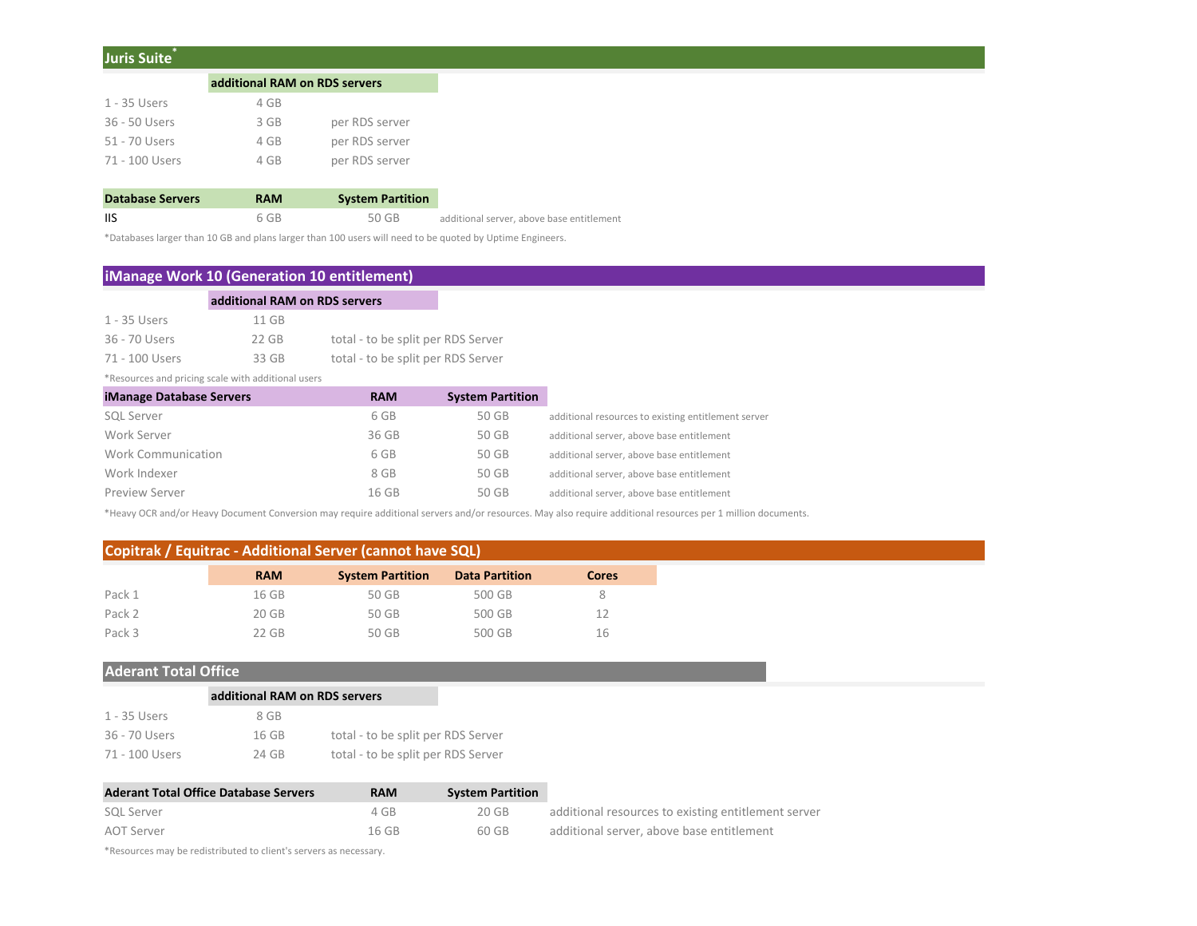## Juris Suite*

| | additional RAM on RDS servers | |
|---|---|---|
| 1 - 35 Users | 4 GB | |
| 36 - 50 Users | 3 GB | per RDS server |
| 51 - 70 Users | 4 GB | per RDS server |
| 71 - 100 Users | 4 GB | per RDS server |

| Database Servers | RAM | System Partition | |
|---|---|---|---|
| IIS | 6 GB | 50 GB | additional server, above base entitlement |

*Databases larger than 10 GB and plans larger than 100 users will need to be quoted by Uptime Engineers.

## iManage Work 10 (Generation 10 entitlement)

| | additional RAM on RDS servers | |
|---|---|---|
| 1 - 35 Users | 11 GB | |
| 36 - 70 Users | 22 GB | total - to be split per RDS Server |
| 71 - 100 Users | 33 GB | total - to be split per RDS Server |

*Resources and pricing scale with additional users

| iManage Database Servers | RAM | System Partition | |
|---|---|---|---|
| SQL Server | 6 GB | 50 GB | additional resources to existing entitlement server |
| Work Server | 36 GB | 50 GB | additional server, above base entitlement |
| Work Communication | 6 GB | 50 GB | additional server, above base entitlement |
| Work Indexer | 8 GB | 50 GB | additional server, above base entitlement |
| Preview Server | 16 GB | 50 GB | additional server, above base entitlement |

*Heavy OCR and/or Heavy Document Conversion may require additional servers and/or resources. May also require additional resources per 1 million documents.

## Copitrak / Equitrac - Additional Server (cannot have SQL)

| | RAM | System Partition | Data Partition | Cores |
|---|---|---|---|---|
| Pack 1 | 16 GB | 50 GB | 500 GB | 8 |
| Pack 2 | 20 GB | 50 GB | 500 GB | 12 |
| Pack 3 | 22 GB | 50 GB | 500 GB | 16 |

## Aderant Total Office

| | additional RAM on RDS servers | |
|---|---|---|
| 1 - 35 Users | 8 GB | |
| 36 - 70 Users | 16 GB | total - to be split per RDS Server |
| 71 - 100 Users | 24 GB | total - to be split per RDS Server |

| Aderant Total Office Database Servers | RAM | System Partition | |
|---|---|---|---|
| SQL Server | 4 GB | 20 GB | additional resources to existing entitlement server |
| AOT Server | 16 GB | 60 GB | additional server, above base entitlement |

*Resources may be redistributed to client's servers as necessary.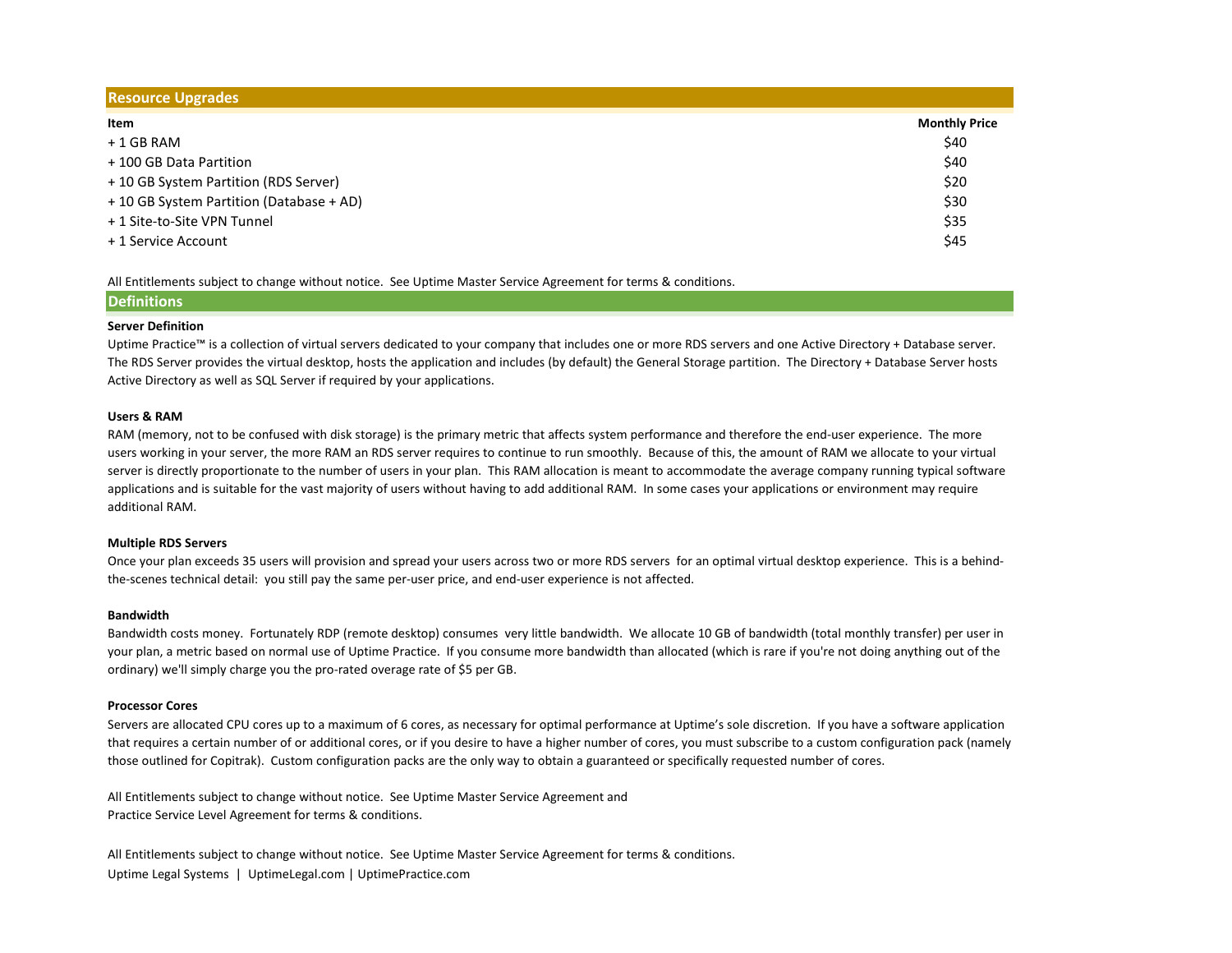## Resource Upgrades

| Item | Monthly Price |
| --- | --- |
| + 1 GB RAM | $40 |
| + 100 GB Data Partition | $40 |
| + 10 GB System Partition (RDS Server) | $20 |
| + 10 GB System Partition (Database + AD) | $30 |
| + 1 Site-to-Site VPN Tunnel | $35 |
| + 1 Service Account | $45 |

All Entitlements subject to change without notice. See Uptime Master Service Agreement for terms & conditions.

## Definitions

**Server Definition**

Uptime Practice™ is a collection of virtual servers dedicated to your company that includes one or more RDS servers and one Active Directory + Database server. The RDS Server provides the virtual desktop, hosts the application and includes (by default) the General Storage partition. The Directory + Database Server hosts Active Directory as well as SQL Server if required by your applications.

**Users & RAM**

RAM (memory, not to be confused with disk storage) is the primary metric that affects system performance and therefore the end-user experience. The more users working in your server, the more RAM an RDS server requires to continue to run smoothly. Because of this, the amount of RAM we allocate to your virtual server is directly proportionate to the number of users in your plan. This RAM allocation is meant to accommodate the average company running typical software applications and is suitable for the vast majority of users without having to add additional RAM. In some cases your applications or environment may require additional RAM.

**Multiple RDS Servers**

Once your plan exceeds 35 users will provision and spread your users across two or more RDS servers for an optimal virtual desktop experience. This is a behind-the-scenes technical detail: you still pay the same per-user price, and end-user experience is not affected.

**Bandwidth**

Bandwidth costs money. Fortunately RDP (remote desktop) consumes very little bandwidth. We allocate 10 GB of bandwidth (total monthly transfer) per user in your plan, a metric based on normal use of Uptime Practice. If you consume more bandwidth than allocated (which is rare if you're not doing anything out of the ordinary) we'll simply charge you the pro-rated overage rate of $5 per GB.

**Processor Cores**

Servers are allocated CPU cores up to a maximum of 6 cores, as necessary for optimal performance at Uptime's sole discretion. If you have a software application that requires a certain number of or additional cores, or if you desire to have a higher number of cores, you must subscribe to a custom configuration pack (namely those outlined for Copitrak). Custom configuration packs are the only way to obtain a guaranteed or specifically requested number of cores.

All Entitlements subject to change without notice. See Uptime Master Service Agreement and
Practice Service Level Agreement for terms & conditions.

All Entitlements subject to change without notice. See Uptime Master Service Agreement for terms & conditions.
Uptime Legal Systems | UptimeLegal.com | UptimePractice.com